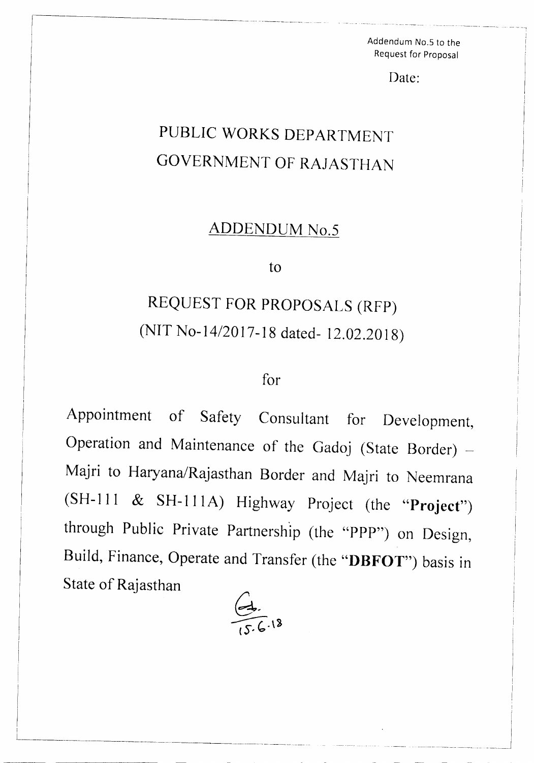Addendum No.5 to the
Request for Proposal

Date:

# PUBLIC WORKS DEPARTMENT
# GOVERNMENT OF RAJASTHAN

## ADDENDUM No.5

to

## REQUEST FOR PROPOSALS (RFP)
## (NIT No-14/2017-18 dated- 12.02.2018)

for

Appointment of Safety Consultant for Development, Operation and Maintenance of the Gadoj (State Border) – Majri to Haryana/Rajasthan Border and Majri to Neemrana (SH-111 & SH-111A) Highway Project (the "**Project**") through Public Private Partnership (the "PPP") on Design, Build, Finance, Operate and Transfer (the "**DBFOT**") basis in State of Rajasthan

15.6.18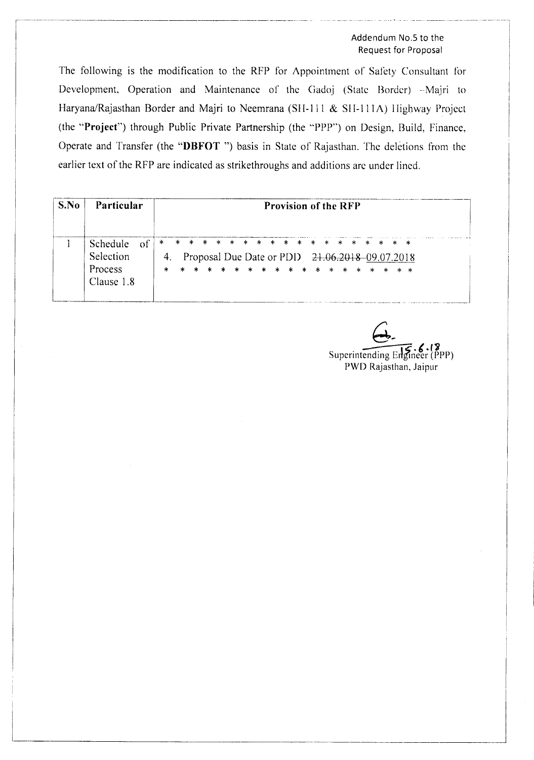Addendum No.5 to the
Request for Proposal

The following is the modification to the RFP for Appointment of Safety Consultant for Development, Operation and Maintenance of the Gadoj (State Border) –Majri to Haryana/Rajasthan Border and Majri to Neemrana (SH-111 & SH-111A) Highway Project (the "**Project**") through Public Private Partnership (the "PPP") on Design, Build, Finance, Operate and Transfer (the "**DBFOT** ") basis in State of Rajasthan. The deletions from the earlier text of the RFP are indicated as strikethroughs and additions are under lined.

| S.No | Particular | Provision of the RFP |
|---|---|---|
| 1 | Schedule of Selection Process Clause 1.8 | * * * * * * * * * * * * * * * * * * * * * <br> 4. Proposal Due Date or PDD ~~21.06.2018~~ <u>09.07.2018</u> <br> * * * * * * * * * * * * * * * * * * * * * * |

15.6.18
Superintending Engineer (PPP)
PWD Rajasthan, Jaipur